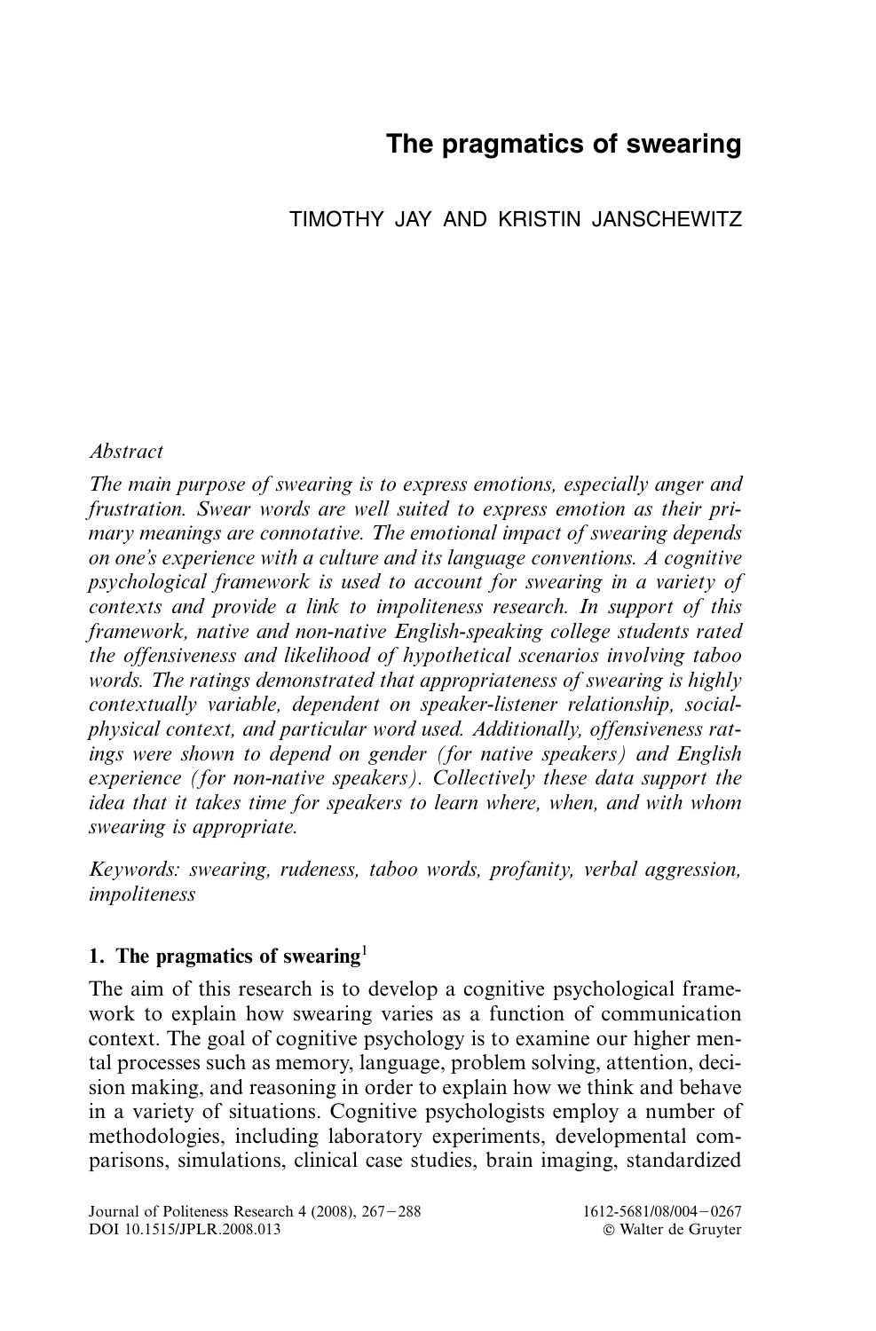# The pragmatics of swearing

TIMOTHY JAY AND KRISTIN JANSCHEWITZ

*Abstract*

*The main purpose of swearing is to express emotions, especially anger and frustration. Swear words are well suited to express emotion as their primary meanings are connotative. The emotional impact of swearing depends on one's experience with a culture and its language conventions. A cognitive psychological framework is used to account for swearing in a variety of contexts and provide a link to impoliteness research. In support of this framework, native and non-native English-speaking college students rated the offensiveness and likelihood of hypothetical scenarios involving taboo words. The ratings demonstrated that appropriateness of swearing is highly contextually variable, dependent on speaker-listener relationship, social-physical context, and particular word used. Additionally, offensiveness ratings were shown to depend on gender (for native speakers) and English experience (for non-native speakers). Collectively these data support the idea that it takes time for speakers to learn where, when, and with whom swearing is appropriate.*

*Keywords: swearing, rudeness, taboo words, profanity, verbal aggression, impoliteness*

## 1. The pragmatics of swearing[1]

The aim of this research is to develop a cognitive psychological framework to explain how swearing varies as a function of communication context. The goal of cognitive psychology is to examine our higher mental processes such as memory, language, problem solving, attention, decision making, and reasoning in order to explain how we think and behave in a variety of situations. Cognitive psychologists employ a number of methodologies, including laboratory experiments, developmental comparisons, simulations, clinical case studies, brain imaging, standardized

Journal of Politeness Research 4 (2008), 267–288
DOI 10.1515/JPLR.2008.013

1612-5681/08/004–0267
© Walter de Gruyter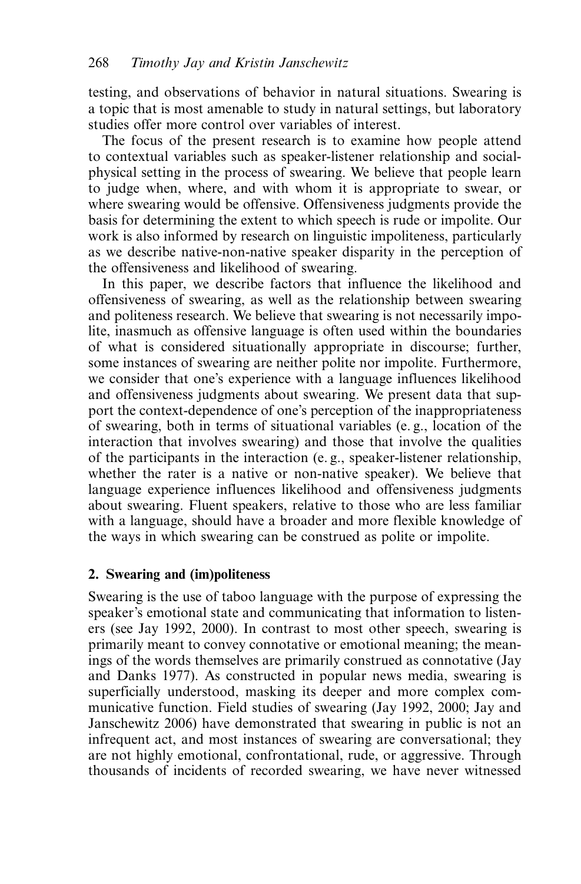testing, and observations of behavior in natural situations. Swearing is a topic that is most amenable to study in natural settings, but laboratory studies offer more control over variables of interest.

The focus of the present research is to examine how people attend to contextual variables such as speaker-listener relationship and social-physical setting in the process of swearing. We believe that people learn to judge when, where, and with whom it is appropriate to swear, or where swearing would be offensive. Offensiveness judgments provide the basis for determining the extent to which speech is rude or impolite. Our work is also informed by research on linguistic impoliteness, particularly as we describe native-non-native speaker disparity in the perception of the offensiveness and likelihood of swearing.

In this paper, we describe factors that influence the likelihood and offensiveness of swearing, as well as the relationship between swearing and politeness research. We believe that swearing is not necessarily impolite, inasmuch as offensive language is often used within the boundaries of what is considered situationally appropriate in discourse; further, some instances of swearing are neither polite nor impolite. Furthermore, we consider that one's experience with a language influences likelihood and offensiveness judgments about swearing. We present data that support the context-dependence of one's perception of the inappropriateness of swearing, both in terms of situational variables (e. g., location of the interaction that involves swearing) and those that involve the qualities of the participants in the interaction (e. g., speaker-listener relationship, whether the rater is a native or non-native speaker). We believe that language experience influences likelihood and offensiveness judgments about swearing. Fluent speakers, relative to those who are less familiar with a language, should have a broader and more flexible knowledge of the ways in which swearing can be construed as polite or impolite.

## 2. Swearing and (im)politeness

Swearing is the use of taboo language with the purpose of expressing the speaker's emotional state and communicating that information to listeners (see Jay 1992, 2000). In contrast to most other speech, swearing is primarily meant to convey connotative or emotional meaning; the meanings of the words themselves are primarily construed as connotative (Jay and Danks 1977). As constructed in popular news media, swearing is superficially understood, masking its deeper and more complex communicative function. Field studies of swearing (Jay 1992, 2000; Jay and Janschewitz 2006) have demonstrated that swearing in public is not an infrequent act, and most instances of swearing are conversational; they are not highly emotional, confrontational, rude, or aggressive. Through thousands of incidents of recorded swearing, we have never witnessed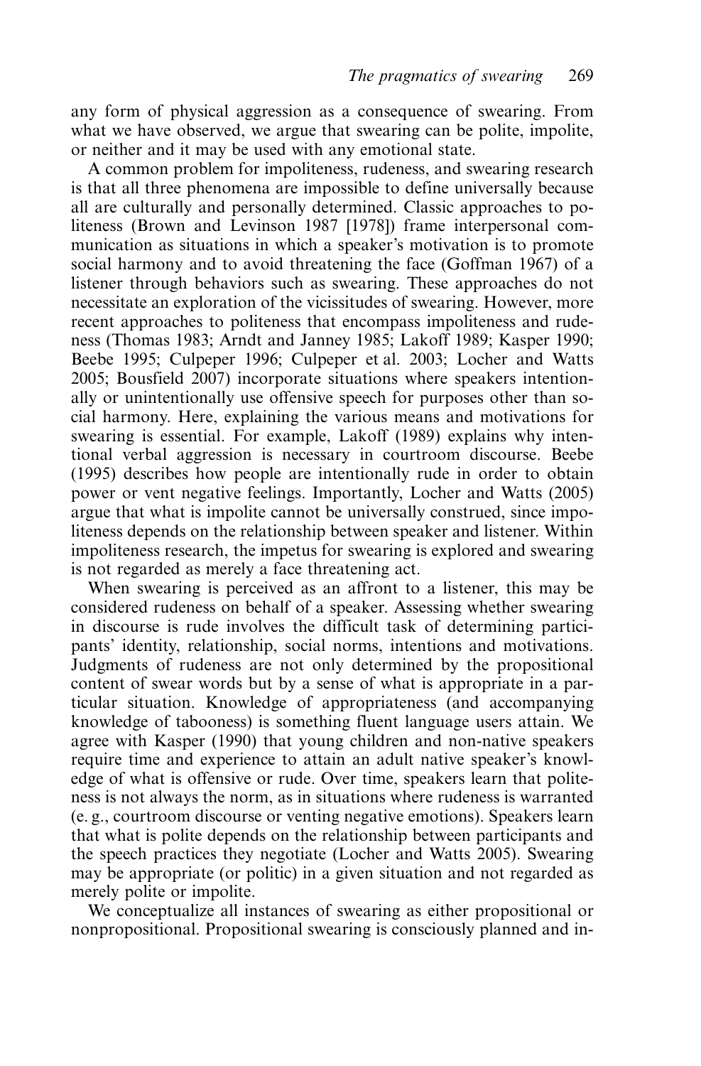any form of physical aggression as a consequence of swearing. From what we have observed, we argue that swearing can be polite, impolite, or neither and it may be used with any emotional state.

A common problem for impoliteness, rudeness, and swearing research is that all three phenomena are impossible to define universally because all are culturally and personally determined. Classic approaches to politeness (Brown and Levinson 1987 [1978]) frame interpersonal communication as situations in which a speaker's motivation is to promote social harmony and to avoid threatening the face (Goffman 1967) of a listener through behaviors such as swearing. These approaches do not necessitate an exploration of the vicissitudes of swearing. However, more recent approaches to politeness that encompass impoliteness and rudeness (Thomas 1983; Arndt and Janney 1985; Lakoff 1989; Kasper 1990; Beebe 1995; Culpeper 1996; Culpeper et al. 2003; Locher and Watts 2005; Bousfield 2007) incorporate situations where speakers intentionally or unintentionally use offensive speech for purposes other than social harmony. Here, explaining the various means and motivations for swearing is essential. For example, Lakoff (1989) explains why intentional verbal aggression is necessary in courtroom discourse. Beebe (1995) describes how people are intentionally rude in order to obtain power or vent negative feelings. Importantly, Locher and Watts (2005) argue that what is impolite cannot be universally construed, since impoliteness depends on the relationship between speaker and listener. Within impoliteness research, the impetus for swearing is explored and swearing is not regarded as merely a face threatening act.

When swearing is perceived as an affront to a listener, this may be considered rudeness on behalf of a speaker. Assessing whether swearing in discourse is rude involves the difficult task of determining participants' identity, relationship, social norms, intentions and motivations. Judgments of rudeness are not only determined by the propositional content of swear words but by a sense of what is appropriate in a particular situation. Knowledge of appropriateness (and accompanying knowledge of tabooness) is something fluent language users attain. We agree with Kasper (1990) that young children and non-native speakers require time and experience to attain an adult native speaker's knowledge of what is offensive or rude. Over time, speakers learn that politeness is not always the norm, as in situations where rudeness is warranted (e.g., courtroom discourse or venting negative emotions). Speakers learn that what is polite depends on the relationship between participants and the speech practices they negotiate (Locher and Watts 2005). Swearing may be appropriate (or politic) in a given situation and not regarded as merely polite or impolite.

We conceptualize all instances of swearing as either propositional or nonpropositional. Propositional swearing is consciously planned and in-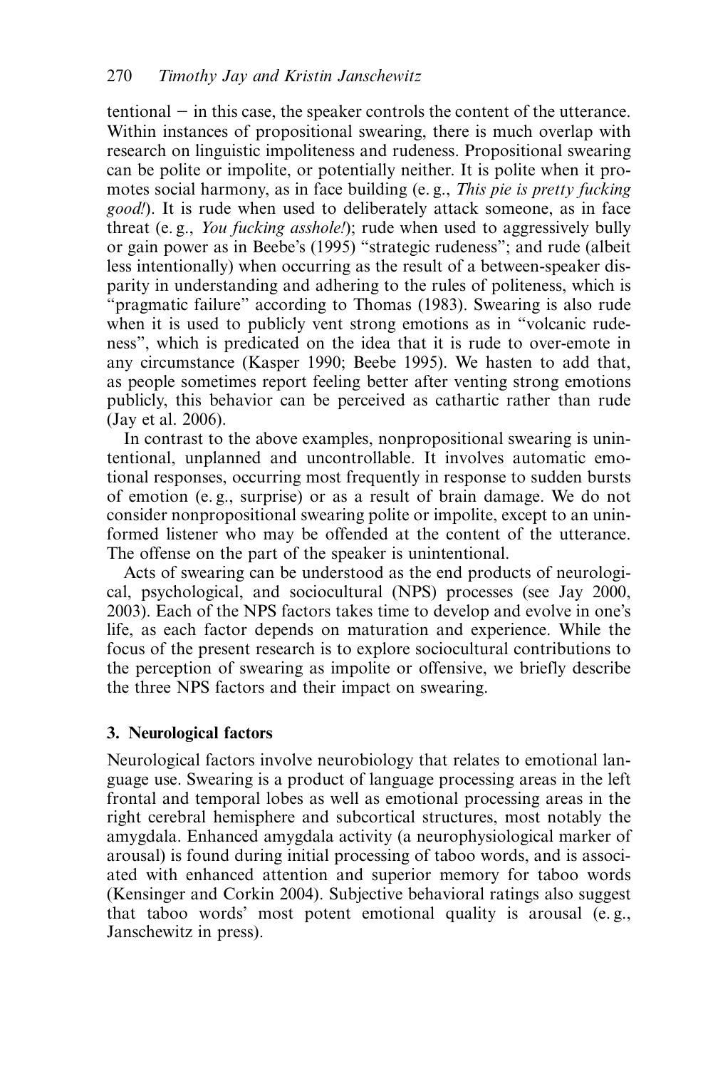tentional – in this case, the speaker controls the content of the utterance. Within instances of propositional swearing, there is much overlap with research on linguistic impoliteness and rudeness. Propositional swearing can be polite or impolite, or potentially neither. It is polite when it promotes social harmony, as in face building (e. g., *This pie is pretty fucking good!*). It is rude when used to deliberately attack someone, as in face threat (e. g., *You fucking asshole!*); rude when used to aggressively bully or gain power as in Beebe's (1995) "strategic rudeness"; and rude (albeit less intentionally) when occurring as the result of a between-speaker disparity in understanding and adhering to the rules of politeness, which is "pragmatic failure" according to Thomas (1983). Swearing is also rude when it is used to publicly vent strong emotions as in "volcanic rudeness", which is predicated on the idea that it is rude to over-emote in any circumstance (Kasper 1990; Beebe 1995). We hasten to add that, as people sometimes report feeling better after venting strong emotions publicly, this behavior can be perceived as cathartic rather than rude (Jay et al. 2006).

In contrast to the above examples, nonpropositional swearing is unintentional, unplanned and uncontrollable. It involves automatic emotional responses, occurring most frequently in response to sudden bursts of emotion (e. g., surprise) or as a result of brain damage. We do not consider nonpropositional swearing polite or impolite, except to an uninformed listener who may be offended at the content of the utterance. The offense on the part of the speaker is unintentional.

Acts of swearing can be understood as the end products of neurological, psychological, and sociocultural (NPS) processes (see Jay 2000, 2003). Each of the NPS factors takes time to develop and evolve in one's life, as each factor depends on maturation and experience. While the focus of the present research is to explore sociocultural contributions to the perception of swearing as impolite or offensive, we briefly describe the three NPS factors and their impact on swearing.

## 3. Neurological factors

Neurological factors involve neurobiology that relates to emotional language use. Swearing is a product of language processing areas in the left frontal and temporal lobes as well as emotional processing areas in the right cerebral hemisphere and subcortical structures, most notably the amygdala. Enhanced amygdala activity (a neurophysiological marker of arousal) is found during initial processing of taboo words, and is associated with enhanced attention and superior memory for taboo words (Kensinger and Corkin 2004). Subjective behavioral ratings also suggest that taboo words' most potent emotional quality is arousal (e. g., Janschewitz in press).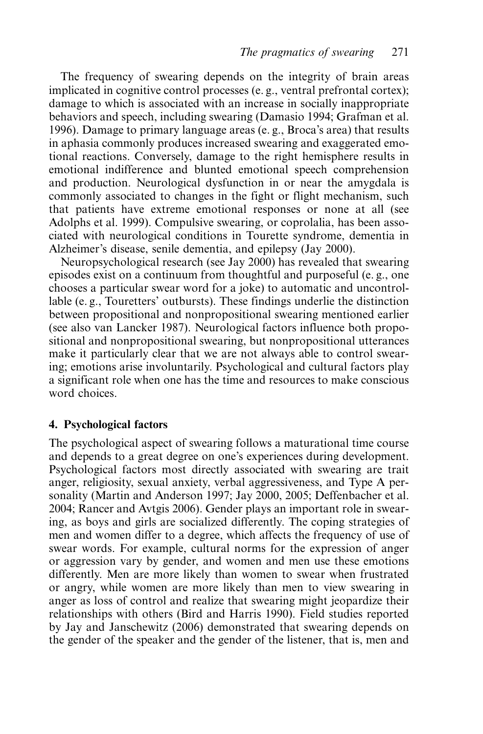The frequency of swearing depends on the integrity of brain areas implicated in cognitive control processes (e. g., ventral prefrontal cortex); damage to which is associated with an increase in socially inappropriate behaviors and speech, including swearing (Damasio 1994; Grafman et al. 1996). Damage to primary language areas (e. g., Broca's area) that results in aphasia commonly produces increased swearing and exaggerated emotional reactions. Conversely, damage to the right hemisphere results in emotional indifference and blunted emotional speech comprehension and production. Neurological dysfunction in or near the amygdala is commonly associated to changes in the fight or flight mechanism, such that patients have extreme emotional responses or none at all (see Adolphs et al. 1999). Compulsive swearing, or coprolalia, has been associated with neurological conditions in Tourette syndrome, dementia in Alzheimer's disease, senile dementia, and epilepsy (Jay 2000).

Neuropsychological research (see Jay 2000) has revealed that swearing episodes exist on a continuum from thoughtful and purposeful (e. g., one chooses a particular swear word for a joke) to automatic and uncontrollable (e. g., Touretters' outbursts). These findings underlie the distinction between propositional and nonpropositional swearing mentioned earlier (see also van Lancker 1987). Neurological factors influence both propositional and nonpropositional swearing, but nonpropositional utterances make it particularly clear that we are not always able to control swearing; emotions arise involuntarily. Psychological and cultural factors play a significant role when one has the time and resources to make conscious word choices.

## 4. Psychological factors

The psychological aspect of swearing follows a maturational time course and depends to a great degree on one's experiences during development. Psychological factors most directly associated with swearing are trait anger, religiosity, sexual anxiety, verbal aggressiveness, and Type A personality (Martin and Anderson 1997; Jay 2000, 2005; Deffenbacher et al. 2004; Rancer and Avtgis 2006). Gender plays an important role in swearing, as boys and girls are socialized differently. The coping strategies of men and women differ to a degree, which affects the frequency of use of swear words. For example, cultural norms for the expression of anger or aggression vary by gender, and women and men use these emotions differently. Men are more likely than women to swear when frustrated or angry, while women are more likely than men to view swearing in anger as loss of control and realize that swearing might jeopardize their relationships with others (Bird and Harris 1990). Field studies reported by Jay and Janschewitz (2006) demonstrated that swearing depends on the gender of the speaker and the gender of the listener, that is, men and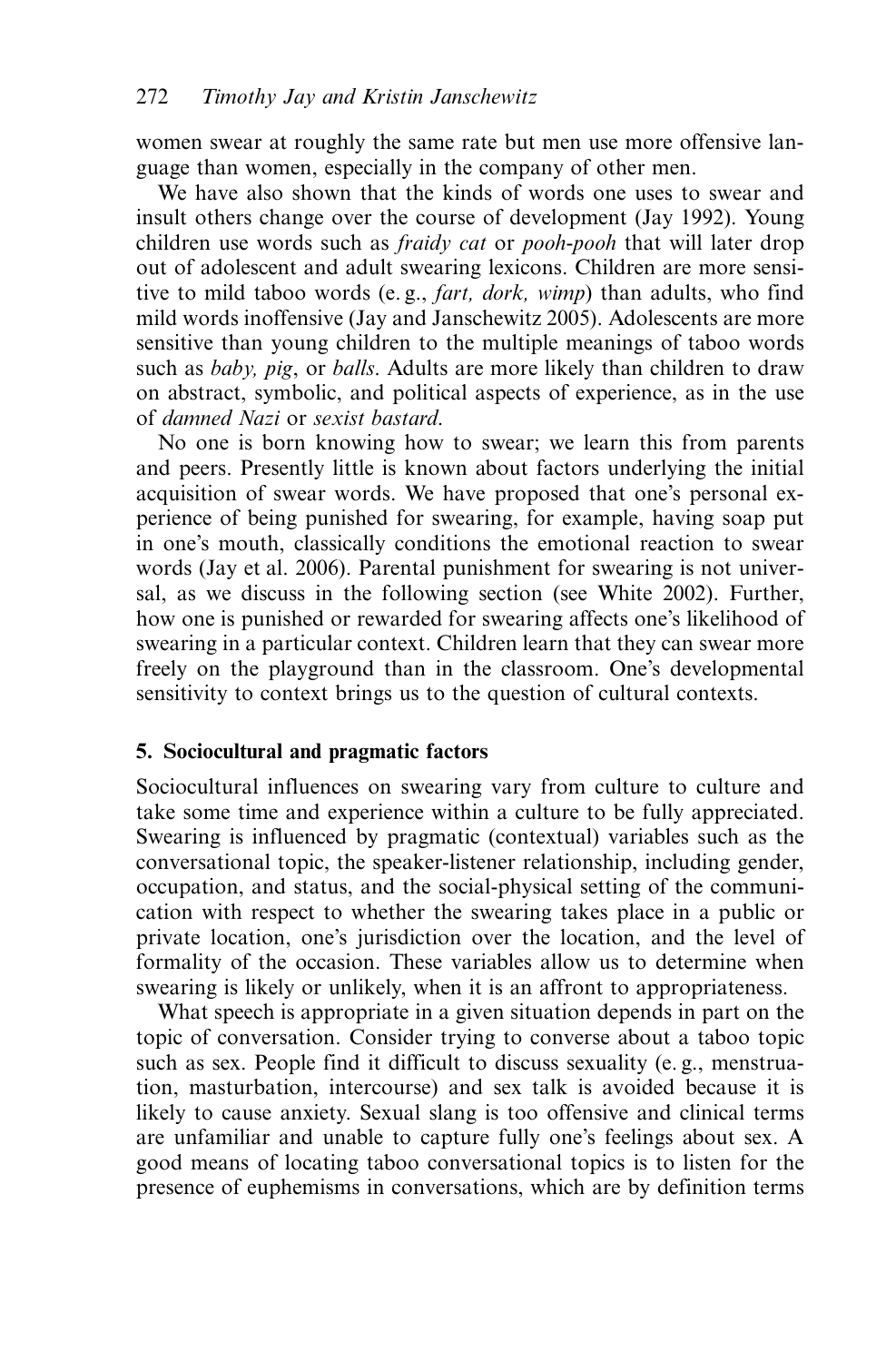women swear at roughly the same rate but men use more offensive language than women, especially in the company of other men.

We have also shown that the kinds of words one uses to swear and insult others change over the course of development (Jay 1992). Young children use words such as *fraidy cat* or *pooh-pooh* that will later drop out of adolescent and adult swearing lexicons. Children are more sensitive to mild taboo words (e. g., *fart, dork, wimp*) than adults, who find mild words inoffensive (Jay and Janschewitz 2005). Adolescents are more sensitive than young children to the multiple meanings of taboo words such as *baby, pig*, or *balls*. Adults are more likely than children to draw on abstract, symbolic, and political aspects of experience, as in the use of *damned Nazi* or *sexist bastard*.

No one is born knowing how to swear; we learn this from parents and peers. Presently little is known about factors underlying the initial acquisition of swear words. We have proposed that one's personal experience of being punished for swearing, for example, having soap put in one's mouth, classically conditions the emotional reaction to swear words (Jay et al. 2006). Parental punishment for swearing is not universal, as we discuss in the following section (see White 2002). Further, how one is punished or rewarded for swearing affects one's likelihood of swearing in a particular context. Children learn that they can swear more freely on the playground than in the classroom. One's developmental sensitivity to context brings us to the question of cultural contexts.

## 5. Sociocultural and pragmatic factors

Sociocultural influences on swearing vary from culture to culture and take some time and experience within a culture to be fully appreciated. Swearing is influenced by pragmatic (contextual) variables such as the conversational topic, the speaker-listener relationship, including gender, occupation, and status, and the social-physical setting of the communication with respect to whether the swearing takes place in a public or private location, one's jurisdiction over the location, and the level of formality of the occasion. These variables allow us to determine when swearing is likely or unlikely, when it is an affront to appropriateness.

What speech is appropriate in a given situation depends in part on the topic of conversation. Consider trying to converse about a taboo topic such as sex. People find it difficult to discuss sexuality (e. g., menstruation, masturbation, intercourse) and sex talk is avoided because it is likely to cause anxiety. Sexual slang is too offensive and clinical terms are unfamiliar and unable to capture fully one's feelings about sex. A good means of locating taboo conversational topics is to listen for the presence of euphemisms in conversations, which are by definition terms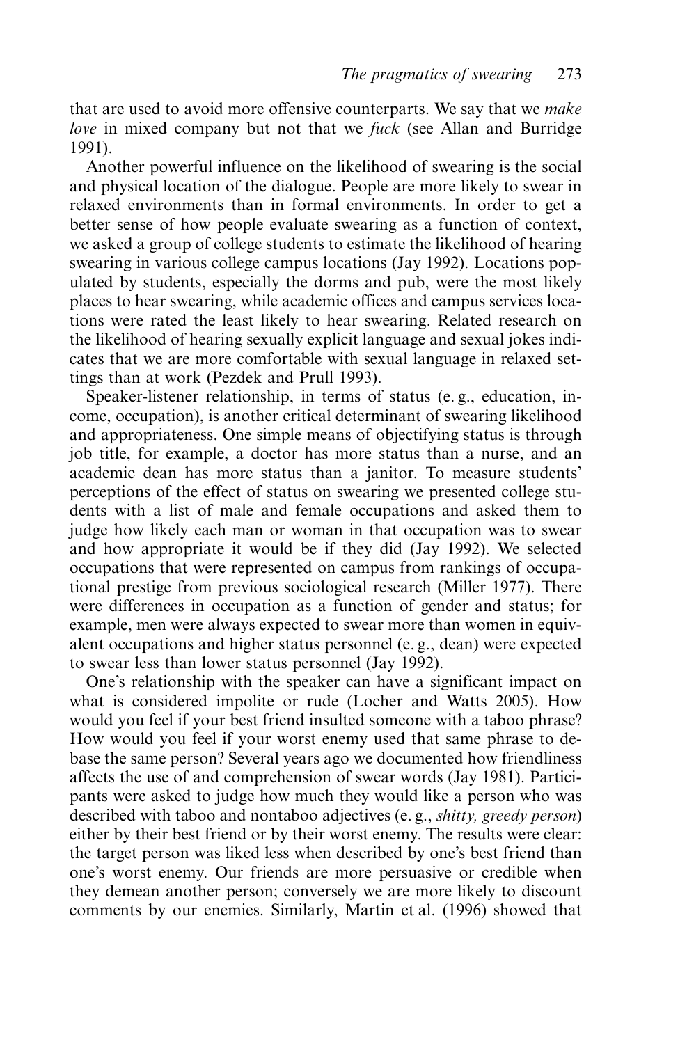that are used to avoid more offensive counterparts. We say that we *make love* in mixed company but not that we *fuck* (see Allan and Burridge 1991).

Another powerful influence on the likelihood of swearing is the social and physical location of the dialogue. People are more likely to swear in relaxed environments than in formal environments. In order to get a better sense of how people evaluate swearing as a function of context, we asked a group of college students to estimate the likelihood of hearing swearing in various college campus locations (Jay 1992). Locations populated by students, especially the dorms and pub, were the most likely places to hear swearing, while academic offices and campus services locations were rated the least likely to hear swearing. Related research on the likelihood of hearing sexually explicit language and sexual jokes indicates that we are more comfortable with sexual language in relaxed settings than at work (Pezdek and Prull 1993).

Speaker-listener relationship, in terms of status (e. g., education, income, occupation), is another critical determinant of swearing likelihood and appropriateness. One simple means of objectifying status is through job title, for example, a doctor has more status than a nurse, and an academic dean has more status than a janitor. To measure students' perceptions of the effect of status on swearing we presented college students with a list of male and female occupations and asked them to judge how likely each man or woman in that occupation was to swear and how appropriate it would be if they did (Jay 1992). We selected occupations that were represented on campus from rankings of occupational prestige from previous sociological research (Miller 1977). There were differences in occupation as a function of gender and status; for example, men were always expected to swear more than women in equivalent occupations and higher status personnel (e. g., dean) were expected to swear less than lower status personnel (Jay 1992).

One's relationship with the speaker can have a significant impact on what is considered impolite or rude (Locher and Watts 2005). How would you feel if your best friend insulted someone with a taboo phrase? How would you feel if your worst enemy used that same phrase to debase the same person? Several years ago we documented how friendliness affects the use of and comprehension of swear words (Jay 1981). Participants were asked to judge how much they would like a person who was described with taboo and nontaboo adjectives (e. g., *shitty, greedy person*) either by their best friend or by their worst enemy. The results were clear: the target person was liked less when described by one's best friend than one's worst enemy. Our friends are more persuasive or credible when they demean another person; conversely we are more likely to discount comments by our enemies. Similarly, Martin et al. (1996) showed that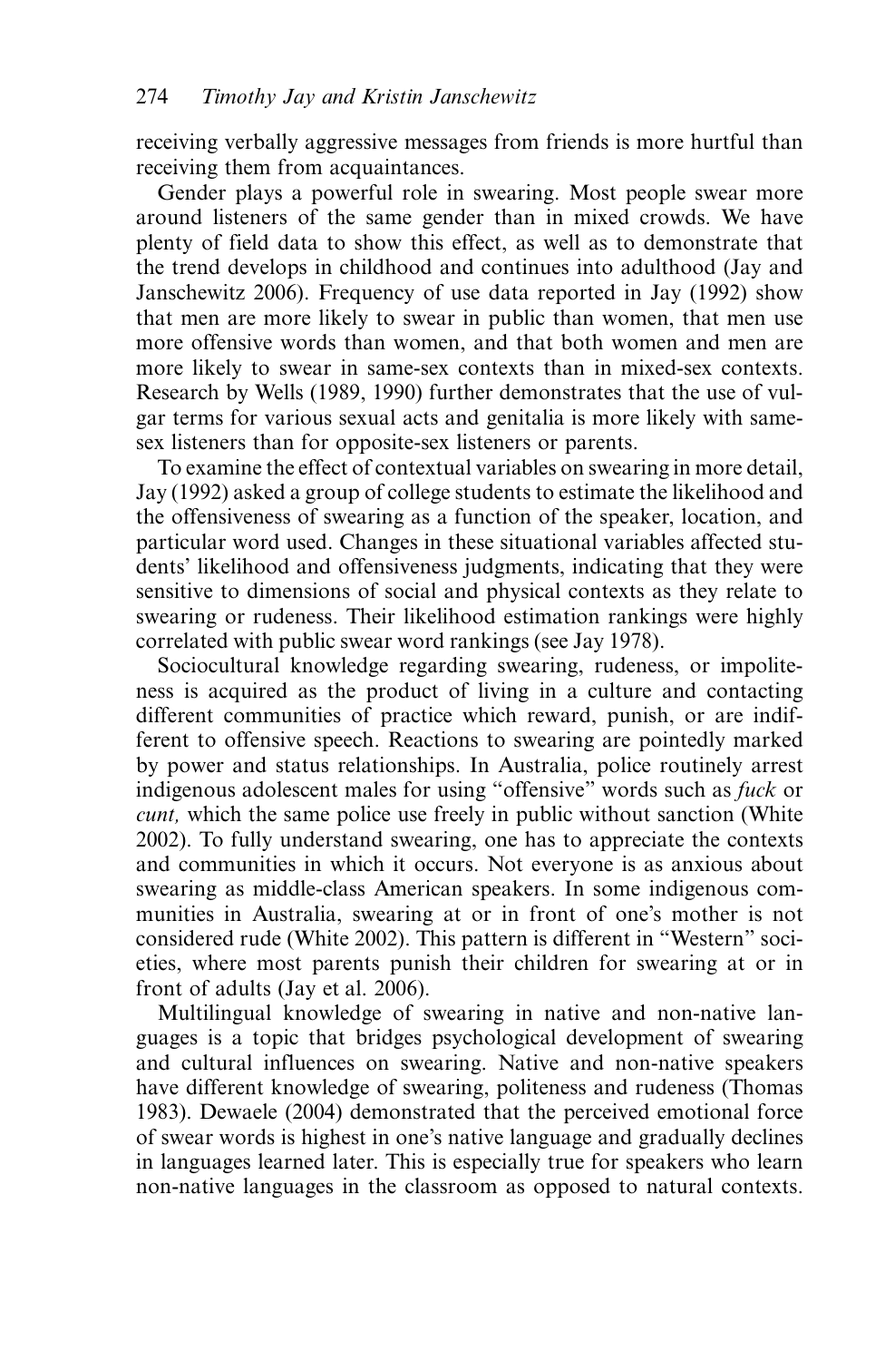receiving verbally aggressive messages from friends is more hurtful than receiving them from acquaintances.

Gender plays a powerful role in swearing. Most people swear more around listeners of the same gender than in mixed crowds. We have plenty of field data to show this effect, as well as to demonstrate that the trend develops in childhood and continues into adulthood (Jay and Janschewitz 2006). Frequency of use data reported in Jay (1992) show that men are more likely to swear in public than women, that men use more offensive words than women, and that both women and men are more likely to swear in same-sex contexts than in mixed-sex contexts. Research by Wells (1989, 1990) further demonstrates that the use of vulgar terms for various sexual acts and genitalia is more likely with same-sex listeners than for opposite-sex listeners or parents.

To examine the effect of contextual variables on swearing in more detail, Jay (1992) asked a group of college students to estimate the likelihood and the offensiveness of swearing as a function of the speaker, location, and particular word used. Changes in these situational variables affected students' likelihood and offensiveness judgments, indicating that they were sensitive to dimensions of social and physical contexts as they relate to swearing or rudeness. Their likelihood estimation rankings were highly correlated with public swear word rankings (see Jay 1978).

Sociocultural knowledge regarding swearing, rudeness, or impoliteness is acquired as the product of living in a culture and contacting different communities of practice which reward, punish, or are indifferent to offensive speech. Reactions to swearing are pointedly marked by power and status relationships. In Australia, police routinely arrest indigenous adolescent males for using "offensive" words such as *fuck* or *cunt,* which the same police use freely in public without sanction (White 2002). To fully understand swearing, one has to appreciate the contexts and communities in which it occurs. Not everyone is as anxious about swearing as middle-class American speakers. In some indigenous communities in Australia, swearing at or in front of one's mother is not considered rude (White 2002). This pattern is different in "Western" societies, where most parents punish their children for swearing at or in front of adults (Jay et al. 2006).

Multilingual knowledge of swearing in native and non-native languages is a topic that bridges psychological development of swearing and cultural influences on swearing. Native and non-native speakers have different knowledge of swearing, politeness and rudeness (Thomas 1983). Dewaele (2004) demonstrated that the perceived emotional force of swear words is highest in one's native language and gradually declines in languages learned later. This is especially true for speakers who learn non-native languages in the classroom as opposed to natural contexts.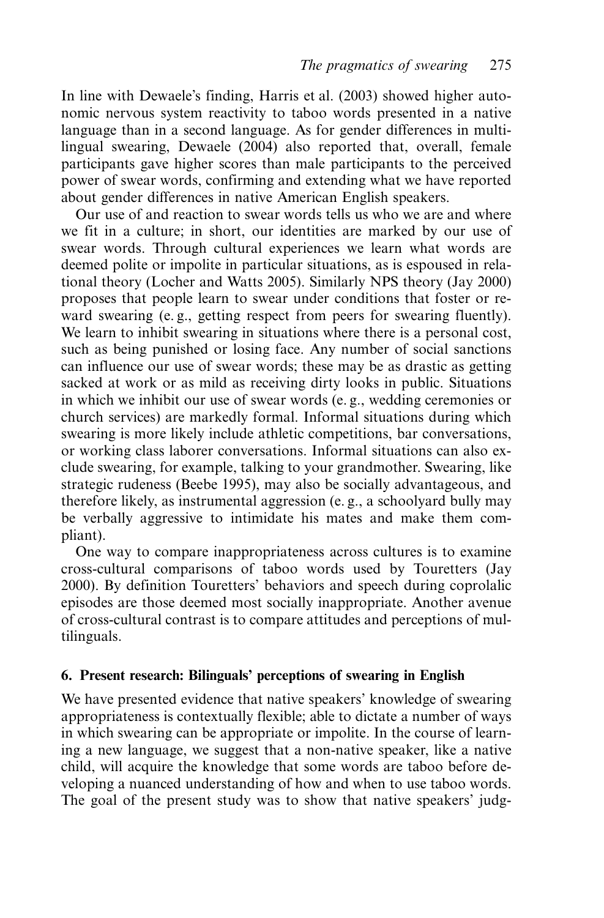In line with Dewaele's finding, Harris et al. (2003) showed higher autonomic nervous system reactivity to taboo words presented in a native language than in a second language. As for gender differences in multilingual swearing, Dewaele (2004) also reported that, overall, female participants gave higher scores than male participants to the perceived power of swear words, confirming and extending what we have reported about gender differences in native American English speakers.

Our use of and reaction to swear words tells us who we are and where we fit in a culture; in short, our identities are marked by our use of swear words. Through cultural experiences we learn what words are deemed polite or impolite in particular situations, as is espoused in relational theory (Locher and Watts 2005). Similarly NPS theory (Jay 2000) proposes that people learn to swear under conditions that foster or reward swearing (e. g., getting respect from peers for swearing fluently). We learn to inhibit swearing in situations where there is a personal cost, such as being punished or losing face. Any number of social sanctions can influence our use of swear words; these may be as drastic as getting sacked at work or as mild as receiving dirty looks in public. Situations in which we inhibit our use of swear words (e. g., wedding ceremonies or church services) are markedly formal. Informal situations during which swearing is more likely include athletic competitions, bar conversations, or working class laborer conversations. Informal situations can also exclude swearing, for example, talking to your grandmother. Swearing, like strategic rudeness (Beebe 1995), may also be socially advantageous, and therefore likely, as instrumental aggression (e. g., a schoolyard bully may be verbally aggressive to intimidate his mates and make them compliant).

One way to compare inappropriateness across cultures is to examine cross-cultural comparisons of taboo words used by Touretters (Jay 2000). By definition Touretters' behaviors and speech during coprolalic episodes are those deemed most socially inappropriate. Another avenue of cross-cultural contrast is to compare attitudes and perceptions of multilinguals.

## 6. Present research: Bilinguals' perceptions of swearing in English

We have presented evidence that native speakers' knowledge of swearing appropriateness is contextually flexible; able to dictate a number of ways in which swearing can be appropriate or impolite. In the course of learning a new language, we suggest that a non-native speaker, like a native child, will acquire the knowledge that some words are taboo before developing a nuanced understanding of how and when to use taboo words. The goal of the present study was to show that native speakers' judg-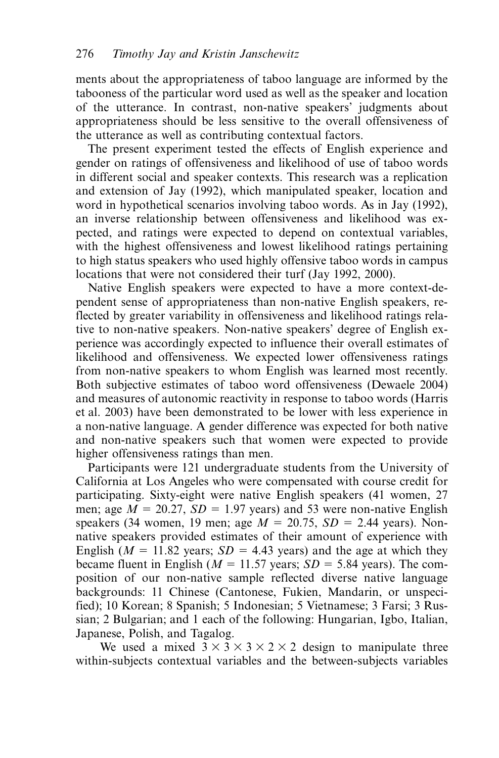ments about the appropriateness of taboo language are informed by the tabooness of the particular word used as well as the speaker and location of the utterance. In contrast, non-native speakers' judgments about appropriateness should be less sensitive to the overall offensiveness of the utterance as well as contributing contextual factors.

The present experiment tested the effects of English experience and gender on ratings of offensiveness and likelihood of use of taboo words in different social and speaker contexts. This research was a replication and extension of Jay (1992), which manipulated speaker, location and word in hypothetical scenarios involving taboo words. As in Jay (1992), an inverse relationship between offensiveness and likelihood was expected, and ratings were expected to depend on contextual variables, with the highest offensiveness and lowest likelihood ratings pertaining to high status speakers who used highly offensive taboo words in campus locations that were not considered their turf (Jay 1992, 2000).

Native English speakers were expected to have a more context-dependent sense of appropriateness than non-native English speakers, reflected by greater variability in offensiveness and likelihood ratings relative to non-native speakers. Non-native speakers' degree of English experience was accordingly expected to influence their overall estimates of likelihood and offensiveness. We expected lower offensiveness ratings from non-native speakers to whom English was learned most recently. Both subjective estimates of taboo word offensiveness (Dewaele 2004) and measures of autonomic reactivity in response to taboo words (Harris et al. 2003) have been demonstrated to be lower with less experience in a non-native language. A gender difference was expected for both native and non-native speakers such that women were expected to provide higher offensiveness ratings than men.

Participants were 121 undergraduate students from the University of California at Los Angeles who were compensated with course credit for participating. Sixty-eight were native English speakers (41 women, 27 men; age $M = 20.27$, $SD = 1.97$ years) and 53 were non-native English speakers (34 women, 19 men; age $M = 20.75$, $SD = 2.44$ years). Non-native speakers provided estimates of their amount of experience with English ($M = 11.82$ years; $SD = 4.43$ years) and the age at which they became fluent in English ($M = 11.57$ years; $SD = 5.84$ years). The composition of our non-native sample reflected diverse native language backgrounds: 11 Chinese (Cantonese, Fukien, Mandarin, or unspecified); 10 Korean; 8 Spanish; 5 Indonesian; 5 Vietnamese; 3 Farsi; 3 Russian; 2 Bulgarian; and 1 each of the following: Hungarian, Igbo, Italian, Japanese, Polish, and Tagalog.

We used a mixed $3 \times 3 \times 3 \times 2 \times 2$ design to manipulate three within-subjects contextual variables and the between-subjects variables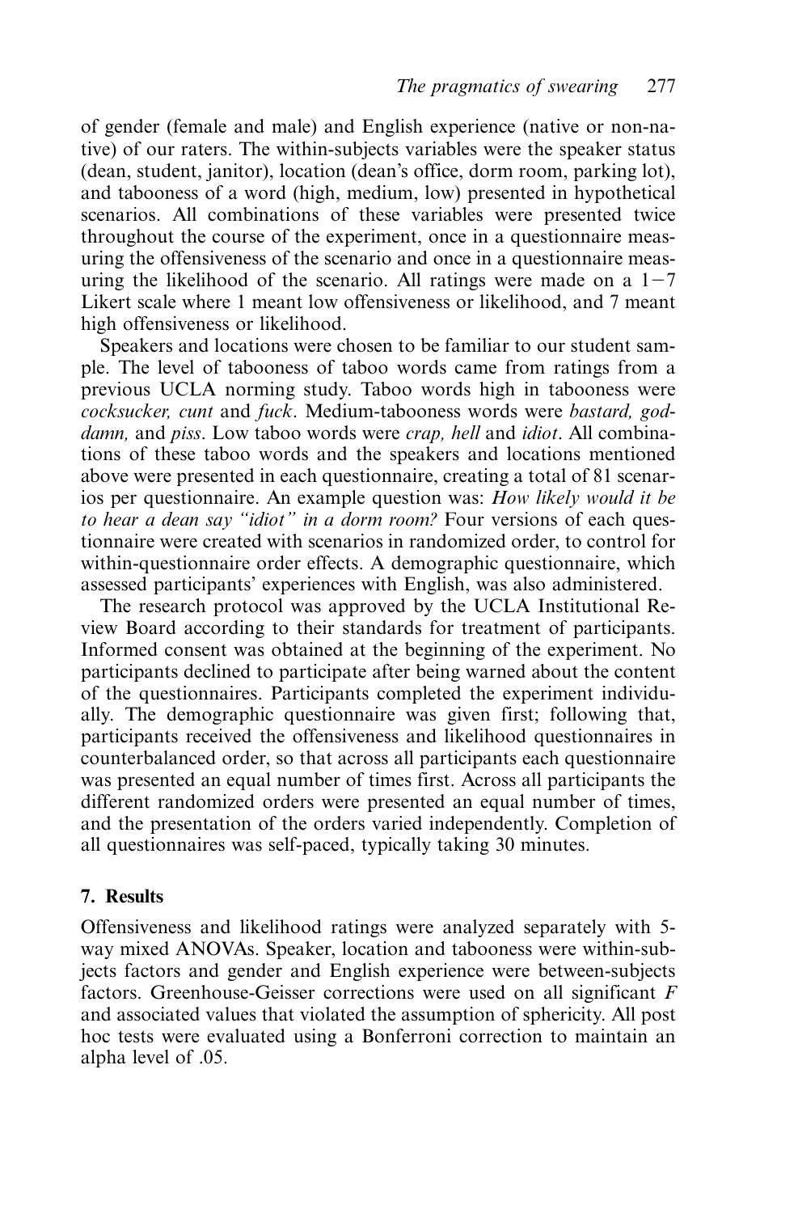of gender (female and male) and English experience (native or non-native) of our raters. The within-subjects variables were the speaker status (dean, student, janitor), location (dean's office, dorm room, parking lot), and tabooness of a word (high, medium, low) presented in hypothetical scenarios. All combinations of these variables were presented twice throughout the course of the experiment, once in a questionnaire measuring the offensiveness of the scenario and once in a questionnaire measuring the likelihood of the scenario. All ratings were made on a 1−7 Likert scale where 1 meant low offensiveness or likelihood, and 7 meant high offensiveness or likelihood.

Speakers and locations were chosen to be familiar to our student sample. The level of tabooness of taboo words came from ratings from a previous UCLA norming study. Taboo words high in tabooness were *cocksucker, cunt* and *fuck*. Medium-tabooness words were *bastard, goddamn,* and *piss*. Low taboo words were *crap, hell* and *idiot*. All combinations of these taboo words and the speakers and locations mentioned above were presented in each questionnaire, creating a total of 81 scenarios per questionnaire. An example question was: *How likely would it be to hear a dean say "idiot" in a dorm room?* Four versions of each questionnaire were created with scenarios in randomized order, to control for within-questionnaire order effects. A demographic questionnaire, which assessed participants' experiences with English, was also administered.

The research protocol was approved by the UCLA Institutional Review Board according to their standards for treatment of participants. Informed consent was obtained at the beginning of the experiment. No participants declined to participate after being warned about the content of the questionnaires. Participants completed the experiment individually. The demographic questionnaire was given first; following that, participants received the offensiveness and likelihood questionnaires in counterbalanced order, so that across all participants each questionnaire was presented an equal number of times first. Across all participants the different randomized orders were presented an equal number of times, and the presentation of the orders varied independently. Completion of all questionnaires was self-paced, typically taking 30 minutes.

## 7. Results

Offensiveness and likelihood ratings were analyzed separately with 5-way mixed ANOVAs. Speaker, location and tabooness were within-subjects factors and gender and English experience were between-subjects factors. Greenhouse-Geisser corrections were used on all significant $F$ and associated values that violated the assumption of sphericity. All post hoc tests were evaluated using a Bonferroni correction to maintain an alpha level of .05.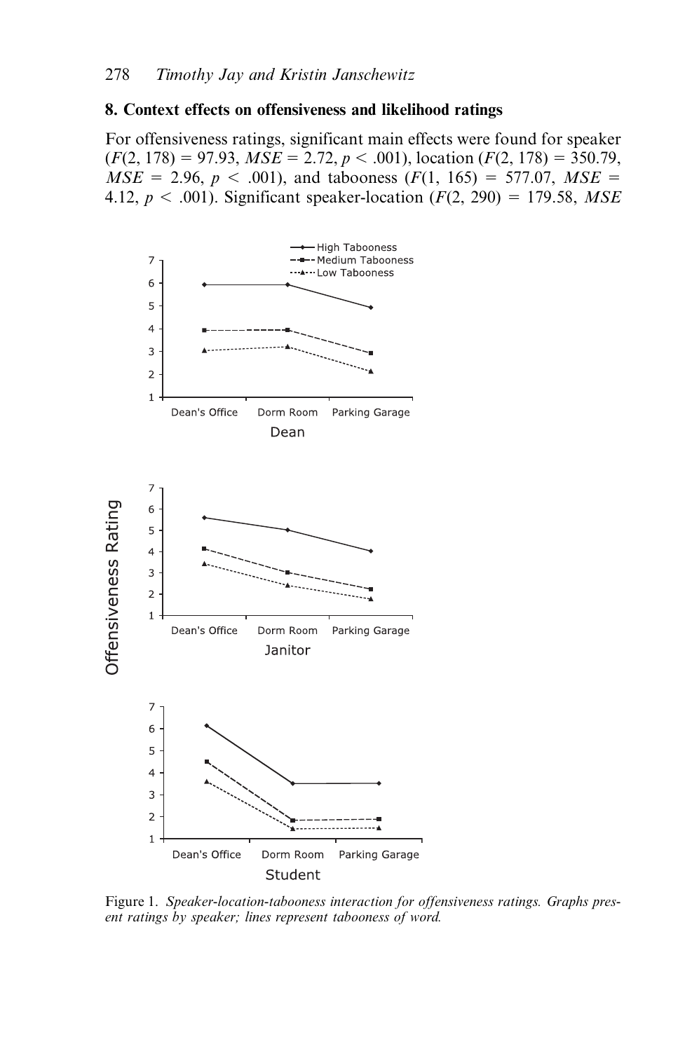## 8. Context effects on offensiveness and likelihood ratings

For offensiveness ratings, significant main effects were found for speaker ($F(2, 178) = 97.93$, $MSE = 2.72$, $p < .001$), location ($F(2, 178) = 350.79$, $MSE = 2.96$, $p < .001$), and tabooness ($F(1, 165) = 577.07$, $MSE = 4.12$, $p < .001$). Significant speaker-location ($F(2, 290) = 179.58$, $MSE$

High Tabooness
Medium Tabooness
Low Tabooness

Offensiveness Rating

7
6
5
4
3
2
1
Dean's Office
Dorm Room
Parking Garage
Dean

7
6
5
4
3
2
1
Dean's Office
Dorm Room
Parking Garage
Janitor

7
6
5
4
3
2
1
Dean's Office
Dorm Room
Parking Garage
Student

Figure 1. *Speaker-location-tabooness interaction for offensiveness ratings. Graphs present ratings by speaker; lines represent tabooness of word.*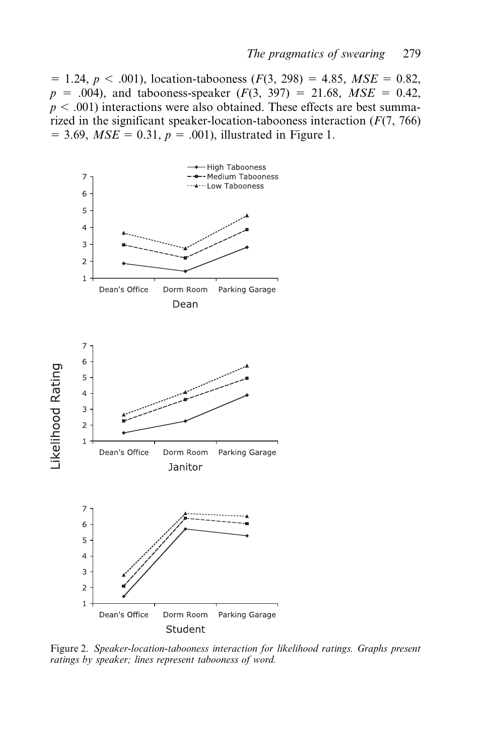= 1.24, $p < .001$), location-tabooness ($F(3, 298) = 4.85$, $MSE = 0.82$, $p = .004$), and tabooness-speaker ($F(3, 397) = 21.68$, $MSE = 0.42$, $p < .001$) interactions were also obtained. These effects are best summarized in the significant speaker-location-tabooness interaction ($F(7, 766) = 3.69$, $MSE = 0.31$, $p = .001$), illustrated in Figure 1.

High Tabooness
Medium Tabooness
Low Tabooness

Likelihood Rating

1 2 3 4 5 6 7

Dean's Office
Dorm Room
Parking Garage

Dean

Janitor

Student

Figure 2. *Speaker-location-tabooness interaction for likelihood ratings. Graphs present ratings by speaker; lines represent tabooness of word.*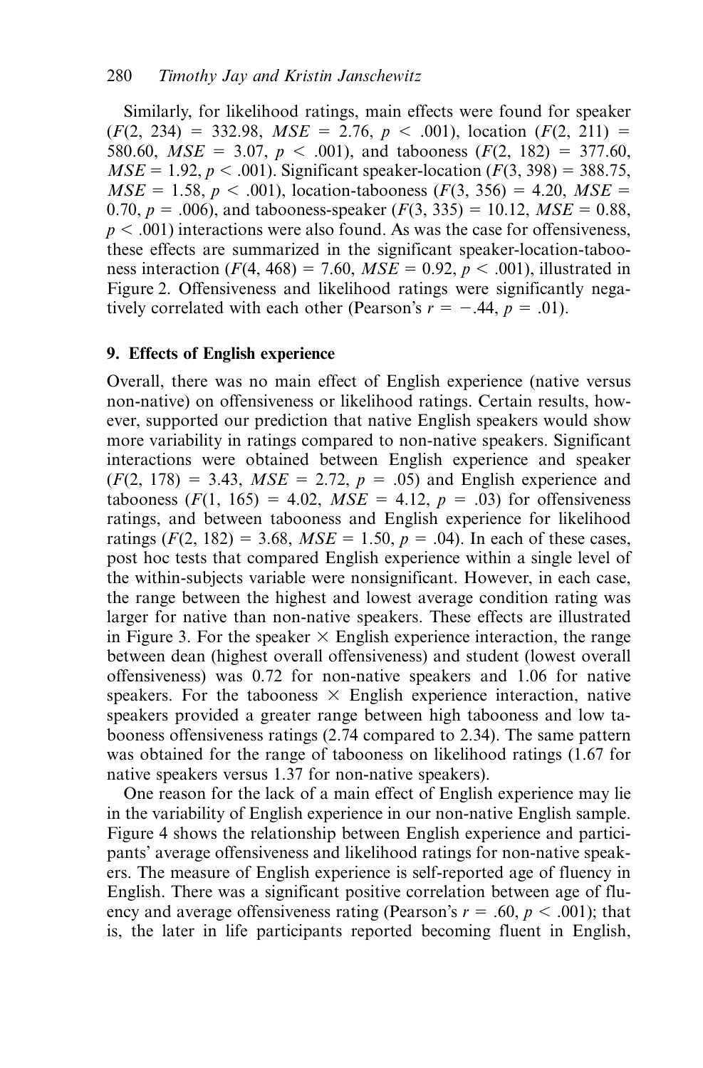Similarly, for likelihood ratings, main effects were found for speaker ($F(2, 234) = 332.98$, $MSE = 2.76$, $p < .001$), location ($F(2, 211) = 580.60$, $MSE = 3.07$, $p < .001$), and tabooness ($F(2, 182) = 377.60$, $MSE = 1.92$, $p < .001$). Significant speaker-location ($F(3, 398) = 388.75$, $MSE = 1.58$, $p < .001$), location-tabooness ($F(3, 356) = 4.20$, $MSE = 0.70$, $p = .006$), and tabooness-speaker ($F(3, 335) = 10.12$, $MSE = 0.88$, $p < .001$) interactions were also found. As was the case for offensiveness, these effects are summarized in the significant speaker-location-tabooness interaction ($F(4, 468) = 7.60$, $MSE = 0.92$, $p < .001$), illustrated in Figure 2. Offensiveness and likelihood ratings were significantly negatively correlated with each other (Pearson's $r = -.44$, $p = .01$).

## 9. Effects of English experience

Overall, there was no main effect of English experience (native versus non-native) on offensiveness or likelihood ratings. Certain results, however, supported our prediction that native English speakers would show more variability in ratings compared to non-native speakers. Significant interactions were obtained between English experience and speaker ($F(2, 178) = 3.43$, $MSE = 2.72$, $p = .05$) and English experience and tabooness ($F(1, 165) = 4.02$, $MSE = 4.12$, $p = .03$) for offensiveness ratings, and between tabooness and English experience for likelihood ratings ($F(2, 182) = 3.68$, $MSE = 1.50$, $p = .04$). In each of these cases, post hoc tests that compared English experience within a single level of the within-subjects variable were nonsignificant. However, in each case, the range between the highest and lowest average condition rating was larger for native than non-native speakers. These effects are illustrated in Figure 3. For the speaker $\times$ English experience interaction, the range between dean (highest overall offensiveness) and student (lowest overall offensiveness) was 0.72 for non-native speakers and 1.06 for native speakers. For the tabooness $\times$ English experience interaction, native speakers provided a greater range between high tabooness and low tabooness offensiveness ratings (2.74 compared to 2.34). The same pattern was obtained for the range of tabooness on likelihood ratings (1.67 for native speakers versus 1.37 for non-native speakers).

One reason for the lack of a main effect of English experience may lie in the variability of English experience in our non-native English sample. Figure 4 shows the relationship between English experience and participants' average offensiveness and likelihood ratings for non-native speakers. The measure of English experience is self-reported age of fluency in English. There was a significant positive correlation between age of fluency and average offensiveness rating (Pearson's $r = .60$, $p < .001$); that is, the later in life participants reported becoming fluent in English,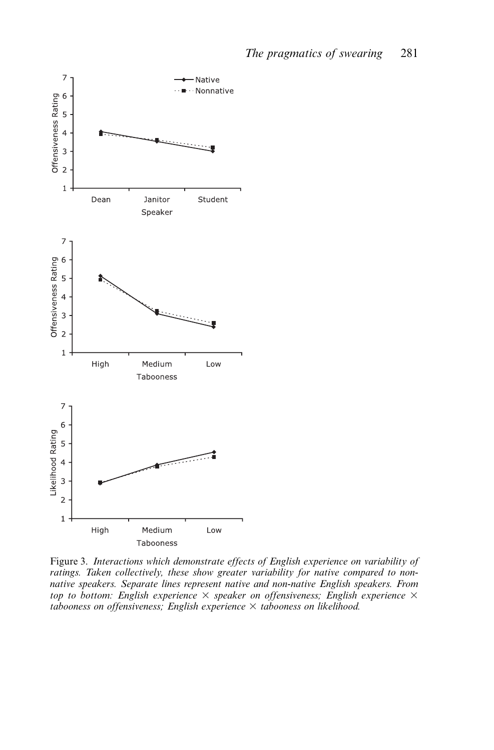7
6
5
4
3
2
1

Offensiveness Rating

Native
Nonnative

Dean
Janitor
Student

Speaker

7
6
5
4
3
2
1

Offensiveness Rating

High
Medium
Low

Tabooness

7
6
5
4
3
2
1

Likelihood Rating

High
Medium
Low

Tabooness

Figure 3. *Interactions which demonstrate effects of English experience on variability of ratings. Taken collectively, these show greater variability for native compared to non-native speakers. Separate lines represent native and non-native English speakers. From top to bottom: English experience × speaker on offensiveness; English experience × tabooness on offensiveness; English experience × tabooness on likelihood.*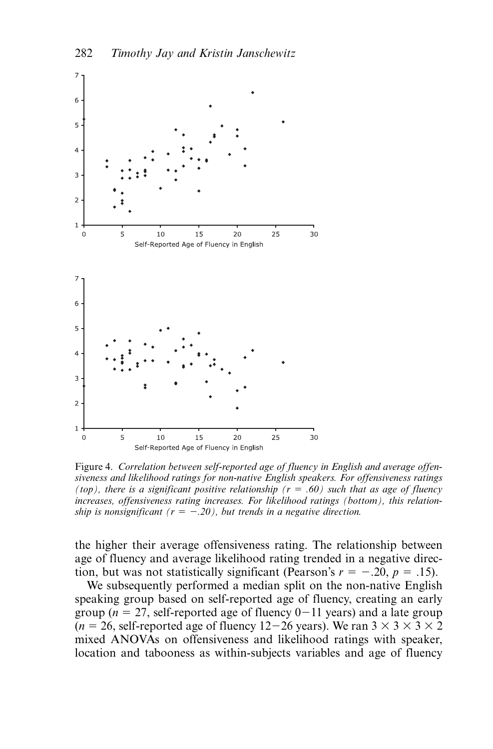7
6
5
4
3
2
1
0 5 10 15 20 25 30
Self-Reported Age of Fluency in English

7
6
5
4
3
2
1
0 5 10 15 20 25 30
Self-Reported Age of Fluency in English

Figure 4. *Correlation between self-reported age of fluency in English and average offensiveness and likelihood ratings for non-native English speakers. For offensiveness ratings (top), there is a significant positive relationship ($r$ = .60) such that as age of fluency increases, offensiveness rating increases. For likelihood ratings (bottom), this relationship is nonsignificant ($r$ = −.20), but trends in a negative direction.*

the higher their average offensiveness rating. The relationship between age of fluency and average likelihood rating trended in a negative direction, but was not statistically significant (Pearson's $r = -.20$, $p = .15$).

We subsequently performed a median split on the non-native English speaking group based on self-reported age of fluency, creating an early group ($n = 27$, self-reported age of fluency 0−11 years) and a late group ($n = 26$, self-reported age of fluency 12−26 years). We ran $3 \times 3 \times 3 \times 2$ mixed ANOVAs on offensiveness and likelihood ratings with speaker, location and tabooness as within-subjects variables and age of fluency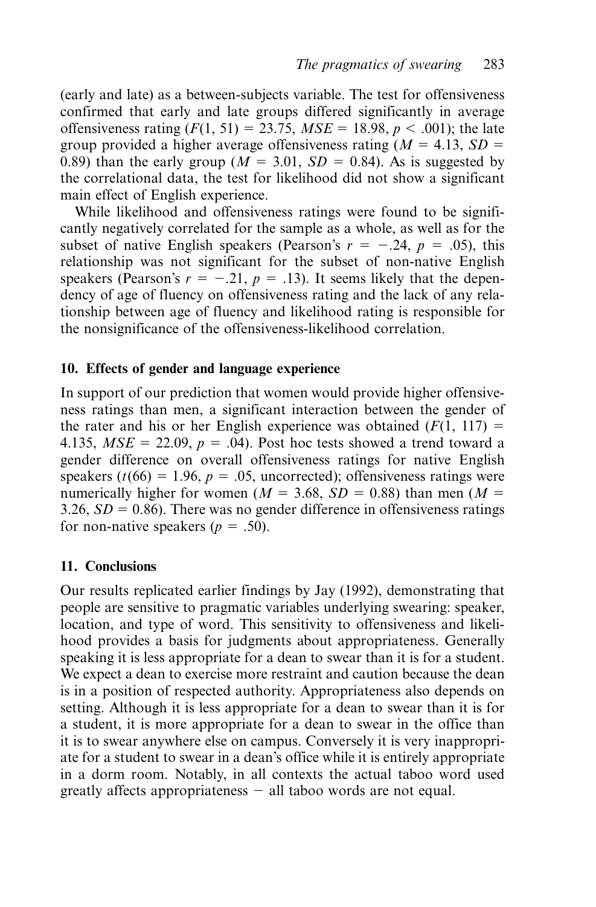(early and late) as a between-subjects variable. The test for offensiveness confirmed that early and late groups differed significantly in average offensiveness rating ($F(1, 51) = 23.75$, $MSE = 18.98$, $p < .001$); the late group provided a higher average offensiveness rating ($M = 4.13$, $SD = 0.89$) than the early group ($M = 3.01$, $SD = 0.84$). As is suggested by the correlational data, the test for likelihood did not show a significant main effect of English experience.

While likelihood and offensiveness ratings were found to be significantly negatively correlated for the sample as a whole, as well as for the subset of native English speakers (Pearson's $r = -.24$, $p = .05$), this relationship was not significant for the subset of non-native English speakers (Pearson's $r = -.21$, $p = .13$). It seems likely that the dependency of age of fluency on offensiveness rating and the lack of any relationship between age of fluency and likelihood rating is responsible for the nonsignificance of the offensiveness-likelihood correlation.

## 10. Effects of gender and language experience

In support of our prediction that women would provide higher offensiveness ratings than men, a significant interaction between the gender of the rater and his or her English experience was obtained ($F(1, 117) = 4.135$, $MSE = 22.09$, $p = .04$). Post hoc tests showed a trend toward a gender difference on overall offensiveness ratings for native English speakers ($t(66) = 1.96$, $p = .05$, uncorrected); offensiveness ratings were numerically higher for women ($M = 3.68$, $SD = 0.88$) than men ($M = 3.26$, $SD = 0.86$). There was no gender difference in offensiveness ratings for non-native speakers ($p = .50$).

## 11. Conclusions

Our results replicated earlier findings by Jay (1992), demonstrating that people are sensitive to pragmatic variables underlying swearing: speaker, location, and type of word. This sensitivity to offensiveness and likelihood provides a basis for judgments about appropriateness. Generally speaking it is less appropriate for a dean to swear than it is for a student. We expect a dean to exercise more restraint and caution because the dean is in a position of respected authority. Appropriateness also depends on setting. Although it is less appropriate for a dean to swear than it is for a student, it is more appropriate for a dean to swear in the office than it is to swear anywhere else on campus. Conversely it is very inappropriate for a student to swear in a dean's office while it is entirely appropriate in a dorm room. Notably, in all contexts the actual taboo word used greatly affects appropriateness − all taboo words are not equal.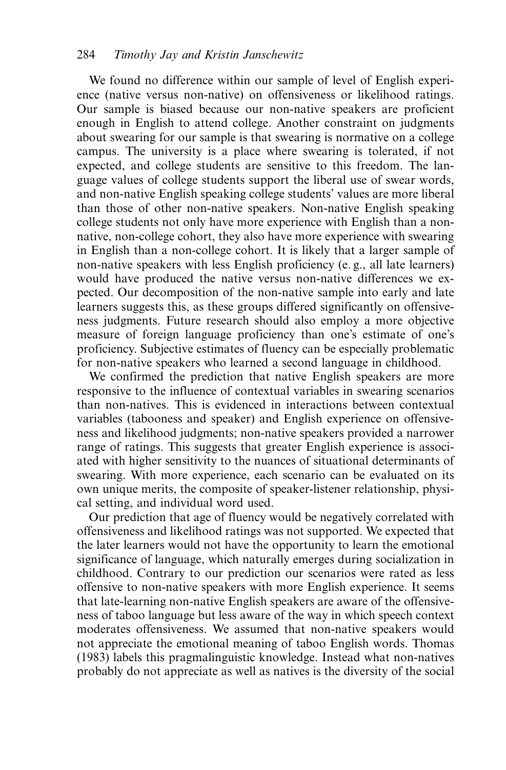We found no difference within our sample of level of English experience (native versus non-native) on offensiveness or likelihood ratings. Our sample is biased because our non-native speakers are proficient enough in English to attend college. Another constraint on judgments about swearing for our sample is that swearing is normative on a college campus. The university is a place where swearing is tolerated, if not expected, and college students are sensitive to this freedom. The language values of college students support the liberal use of swear words, and non-native English speaking college students' values are more liberal than those of other non-native speakers. Non-native English speaking college students not only have more experience with English than a non-native, non-college cohort, they also have more experience with swearing in English than a non-college cohort. It is likely that a larger sample of non-native speakers with less English proficiency (e. g., all late learners) would have produced the native versus non-native differences we expected. Our decomposition of the non-native sample into early and late learners suggests this, as these groups differed significantly on offensiveness judgments. Future research should also employ a more objective measure of foreign language proficiency than one's estimate of one's proficiency. Subjective estimates of fluency can be especially problematic for non-native speakers who learned a second language in childhood.

We confirmed the prediction that native English speakers are more responsive to the influence of contextual variables in swearing scenarios than non-natives. This is evidenced in interactions between contextual variables (tabooness and speaker) and English experience on offensiveness and likelihood judgments; non-native speakers provided a narrower range of ratings. This suggests that greater English experience is associated with higher sensitivity to the nuances of situational determinants of swearing. With more experience, each scenario can be evaluated on its own unique merits, the composite of speaker-listener relationship, physical setting, and individual word used.

Our prediction that age of fluency would be negatively correlated with offensiveness and likelihood ratings was not supported. We expected that the later learners would not have the opportunity to learn the emotional significance of language, which naturally emerges during socialization in childhood. Contrary to our prediction our scenarios were rated as less offensive to non-native speakers with more English experience. It seems that late-learning non-native English speakers are aware of the offensiveness of taboo language but less aware of the way in which speech context moderates offensiveness. We assumed that non-native speakers would not appreciate the emotional meaning of taboo English words. Thomas (1983) labels this pragmalinguistic knowledge. Instead what non-natives probably do not appreciate as well as natives is the diversity of the social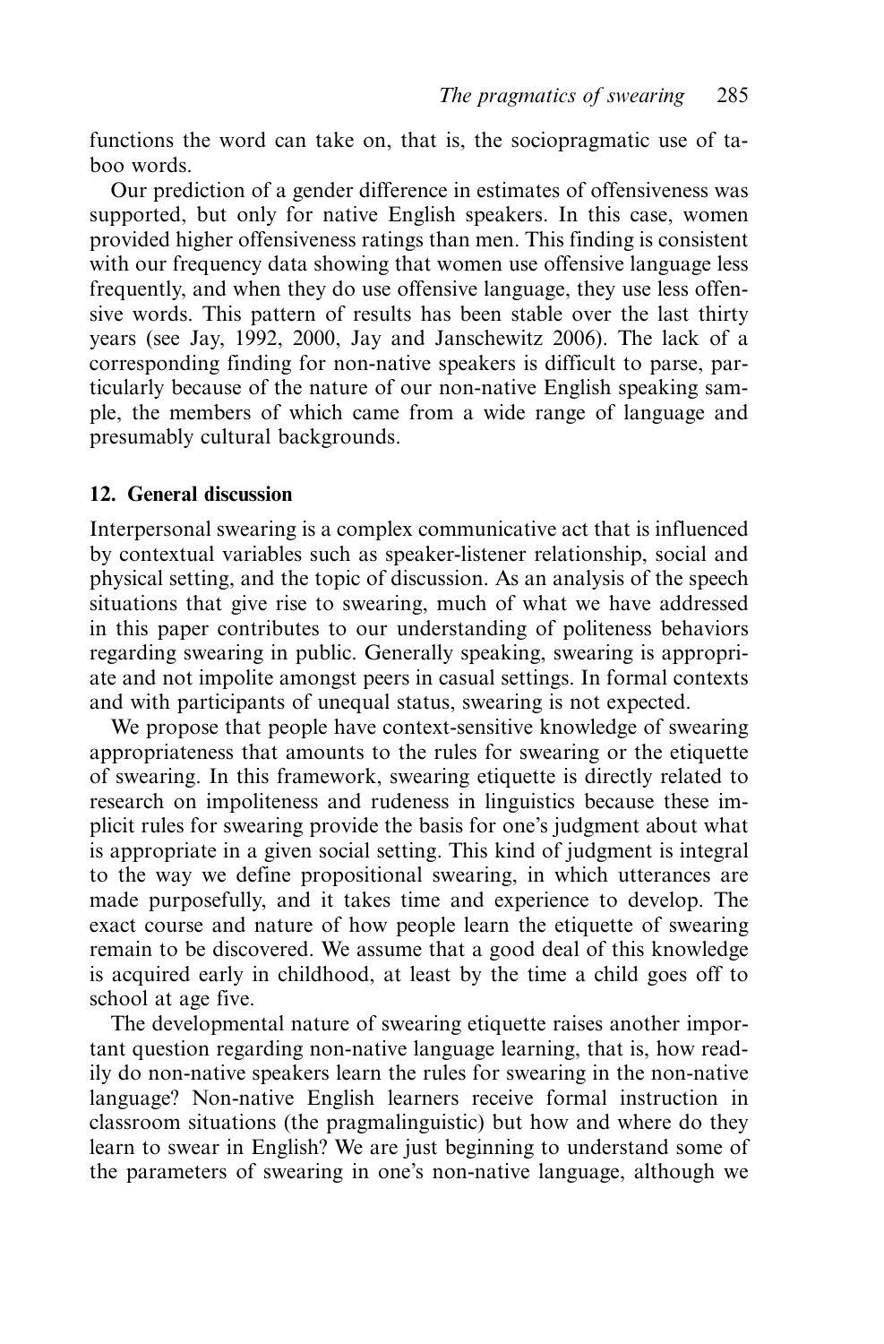functions the word can take on, that is, the sociopragmatic use of taboo words.

Our prediction of a gender difference in estimates of offensiveness was supported, but only for native English speakers. In this case, women provided higher offensiveness ratings than men. This finding is consistent with our frequency data showing that women use offensive language less frequently, and when they do use offensive language, they use less offensive words. This pattern of results has been stable over the last thirty years (see Jay, 1992, 2000, Jay and Janschewitz 2006). The lack of a corresponding finding for non-native speakers is difficult to parse, particularly because of the nature of our non-native English speaking sample, the members of which came from a wide range of language and presumably cultural backgrounds.

## 12. General discussion

Interpersonal swearing is a complex communicative act that is influenced by contextual variables such as speaker-listener relationship, social and physical setting, and the topic of discussion. As an analysis of the speech situations that give rise to swearing, much of what we have addressed in this paper contributes to our understanding of politeness behaviors regarding swearing in public. Generally speaking, swearing is appropriate and not impolite amongst peers in casual settings. In formal contexts and with participants of unequal status, swearing is not expected.

We propose that people have context-sensitive knowledge of swearing appropriateness that amounts to the rules for swearing or the etiquette of swearing. In this framework, swearing etiquette is directly related to research on impoliteness and rudeness in linguistics because these implicit rules for swearing provide the basis for one's judgment about what is appropriate in a given social setting. This kind of judgment is integral to the way we define propositional swearing, in which utterances are made purposefully, and it takes time and experience to develop. The exact course and nature of how people learn the etiquette of swearing remain to be discovered. We assume that a good deal of this knowledge is acquired early in childhood, at least by the time a child goes off to school at age five.

The developmental nature of swearing etiquette raises another important question regarding non-native language learning, that is, how readily do non-native speakers learn the rules for swearing in the non-native language? Non-native English learners receive formal instruction in classroom situations (the pragmalinguistic) but how and where do they learn to swear in English? We are just beginning to understand some of the parameters of swearing in one's non-native language, although we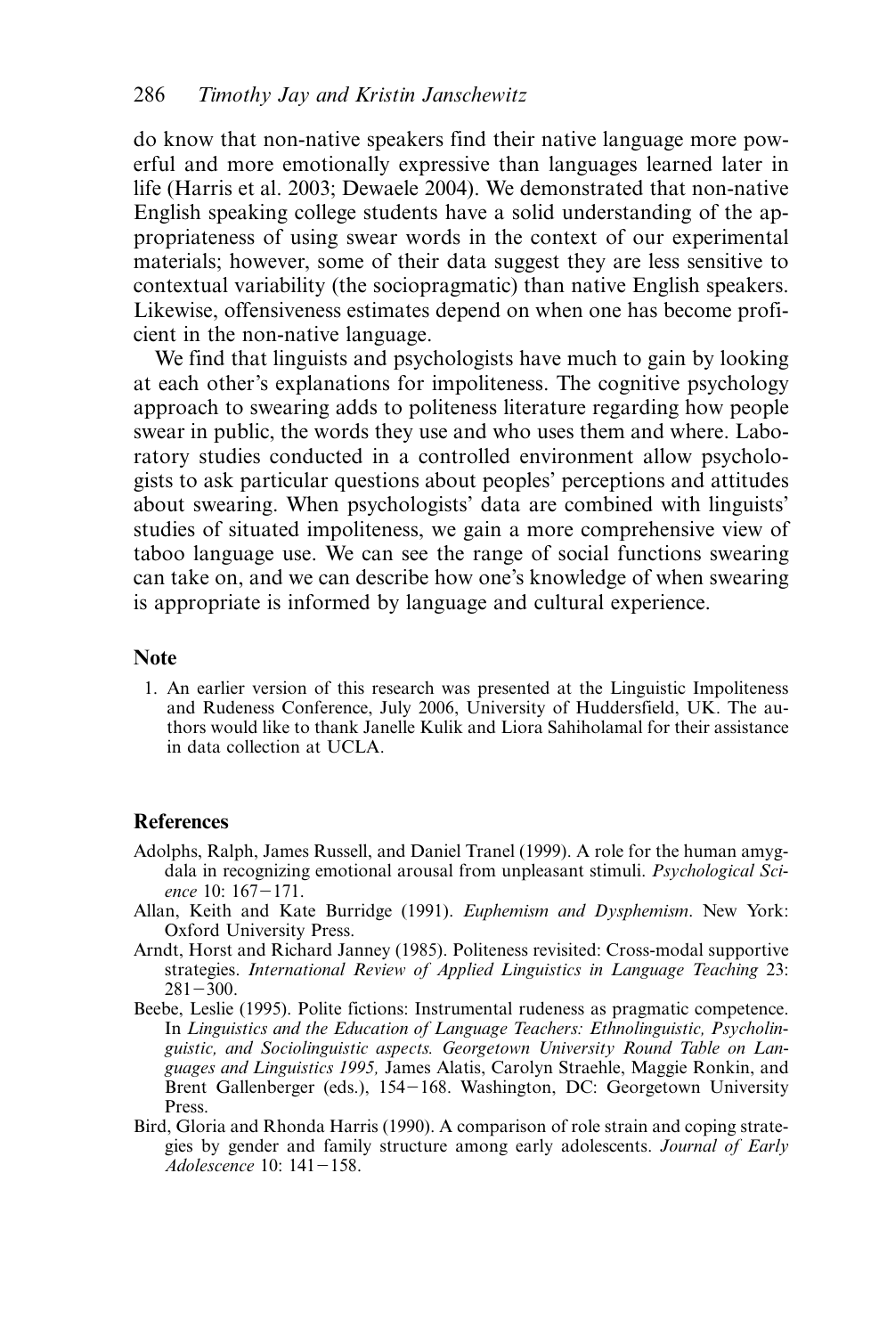do know that non-native speakers find their native language more powerful and more emotionally expressive than languages learned later in life (Harris et al. 2003; Dewaele 2004). We demonstrated that non-native English speaking college students have a solid understanding of the appropriateness of using swear words in the context of our experimental materials; however, some of their data suggest they are less sensitive to contextual variability (the sociopragmatic) than native English speakers. Likewise, offensiveness estimates depend on when one has become proficient in the non-native language.

We find that linguists and psychologists have much to gain by looking at each other's explanations for impoliteness. The cognitive psychology approach to swearing adds to politeness literature regarding how people swear in public, the words they use and who uses them and where. Laboratory studies conducted in a controlled environment allow psychologists to ask particular questions about peoples' perceptions and attitudes about swearing. When psychologists' data are combined with linguists' studies of situated impoliteness, we gain a more comprehensive view of taboo language use. We can see the range of social functions swearing can take on, and we can describe how one's knowledge of when swearing is appropriate is informed by language and cultural experience.

## Note

1. An earlier version of this research was presented at the Linguistic Impoliteness and Rudeness Conference, July 2006, University of Huddersfield, UK. The authors would like to thank Janelle Kulik and Liora Sahiholamal for their assistance in data collection at UCLA.

## References

Adolphs, Ralph, James Russell, and Daniel Tranel (1999). A role for the human amygdala in recognizing emotional arousal from unpleasant stimuli. *Psychological Science* 10: 167–171.

Allan, Keith and Kate Burridge (1991). *Euphemism and Dysphemism*. New York: Oxford University Press.

Arndt, Horst and Richard Janney (1985). Politeness revisited: Cross-modal supportive strategies. *International Review of Applied Linguistics in Language Teaching* 23: 281–300.

Beebe, Leslie (1995). Polite fictions: Instrumental rudeness as pragmatic competence. In *Linguistics and the Education of Language Teachers: Ethnolinguistic, Psycholinguistic, and Sociolinguistic aspects. Georgetown University Round Table on Languages and Linguistics 1995,* James Alatis, Carolyn Straehle, Maggie Ronkin, and Brent Gallenberger (eds.), 154–168. Washington, DC: Georgetown University Press.

Bird, Gloria and Rhonda Harris (1990). A comparison of role strain and coping strategies by gender and family structure among early adolescents. *Journal of Early Adolescence* 10: 141–158.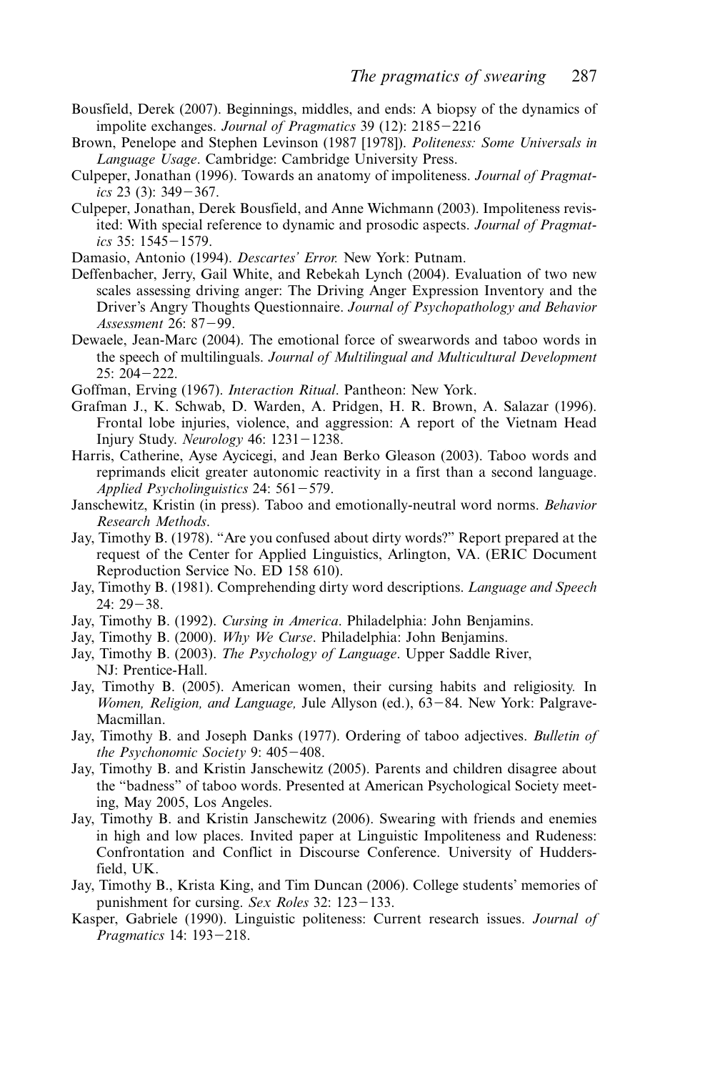Bousfield, Derek (2007). Beginnings, middles, and ends: A biopsy of the dynamics of impolite exchanges. *Journal of Pragmatics* 39 (12): 2185–2216

Brown, Penelope and Stephen Levinson (1987 [1978]). *Politeness: Some Universals in Language Usage*. Cambridge: Cambridge University Press.

Culpeper, Jonathan (1996). Towards an anatomy of impoliteness. *Journal of Pragmatics* 23 (3): 349–367.

Culpeper, Jonathan, Derek Bousfield, and Anne Wichmann (2003). Impoliteness revisited: With special reference to dynamic and prosodic aspects. *Journal of Pragmatics* 35: 1545–1579.

Damasio, Antonio (1994). *Descartes' Error.* New York: Putnam.

Deffenbacher, Jerry, Gail White, and Rebekah Lynch (2004). Evaluation of two new scales assessing driving anger: The Driving Anger Expression Inventory and the Driver's Angry Thoughts Questionnaire. *Journal of Psychopathology and Behavior Assessment* 26: 87–99.

Dewaele, Jean-Marc (2004). The emotional force of swearwords and taboo words in the speech of multilinguals. *Journal of Multilingual and Multicultural Development* 25: 204–222.

Goffman, Erving (1967). *Interaction Ritual*. Pantheon: New York.

Grafman J., K. Schwab, D. Warden, A. Pridgen, H. R. Brown, A. Salazar (1996). Frontal lobe injuries, violence, and aggression: A report of the Vietnam Head Injury Study. *Neurology* 46: 1231–1238.

Harris, Catherine, Ayse Aycicegi, and Jean Berko Gleason (2003). Taboo words and reprimands elicit greater autonomic reactivity in a first than a second language. *Applied Psycholinguistics* 24: 561–579.

Janschewitz, Kristin (in press). Taboo and emotionally-neutral word norms. *Behavior Research Methods*.

Jay, Timothy B. (1978). "Are you confused about dirty words?" Report prepared at the request of the Center for Applied Linguistics, Arlington, VA. (ERIC Document Reproduction Service No. ED 158 610).

Jay, Timothy B. (1981). Comprehending dirty word descriptions. *Language and Speech* 24: 29–38.

Jay, Timothy B. (1992). *Cursing in America*. Philadelphia: John Benjamins.

Jay, Timothy B. (2000). *Why We Curse*. Philadelphia: John Benjamins.

Jay, Timothy B. (2003). *The Psychology of Language*. Upper Saddle River, NJ: Prentice-Hall.

Jay, Timothy B. (2005). American women, their cursing habits and religiosity. In *Women, Religion, and Language,* Jule Allyson (ed.), 63–84. New York: Palgrave-Macmillan.

Jay, Timothy B. and Joseph Danks (1977). Ordering of taboo adjectives. *Bulletin of the Psychonomic Society* 9: 405–408.

Jay, Timothy B. and Kristin Janschewitz (2005). Parents and children disagree about the "badness" of taboo words. Presented at American Psychological Society meeting, May 2005, Los Angeles.

Jay, Timothy B. and Kristin Janschewitz (2006). Swearing with friends and enemies in high and low places. Invited paper at Linguistic Impoliteness and Rudeness: Confrontation and Conflict in Discourse Conference. University of Huddersfield, UK.

Jay, Timothy B., Krista King, and Tim Duncan (2006). College students' memories of punishment for cursing. *Sex Roles* 32: 123–133.

Kasper, Gabriele (1990). Linguistic politeness: Current research issues. *Journal of Pragmatics* 14: 193–218.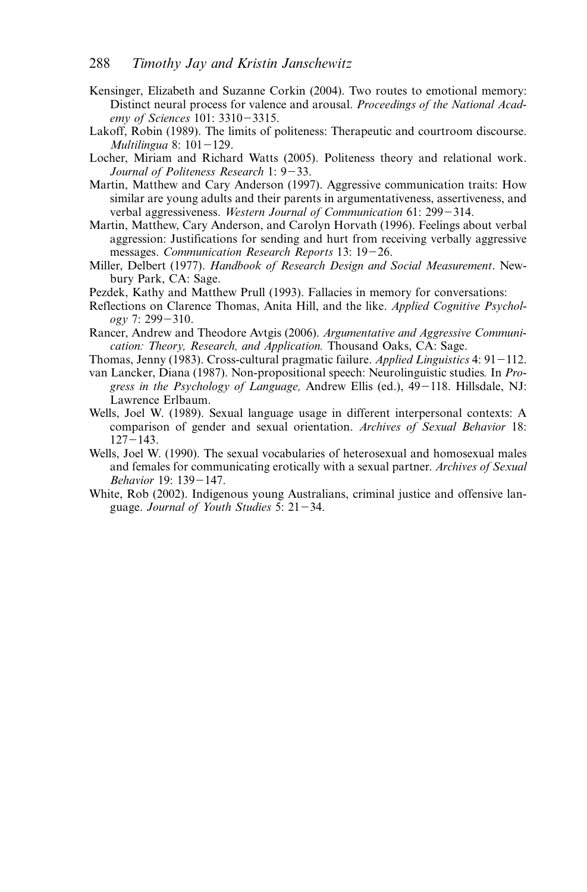Kensinger, Elizabeth and Suzanne Corkin (2004). Two routes to emotional memory: Distinct neural process for valence and arousal. *Proceedings of the National Academy of Sciences* 101: 3310–3315.

Lakoff, Robin (1989). The limits of politeness: Therapeutic and courtroom discourse. *Multilingua* 8: 101–129.

Locher, Miriam and Richard Watts (2005). Politeness theory and relational work. *Journal of Politeness Research* 1: 9–33.

Martin, Matthew and Cary Anderson (1997). Aggressive communication traits: How similar are young adults and their parents in argumentativeness, assertiveness, and verbal aggressiveness. *Western Journal of Communication* 61: 299–314.

Martin, Matthew, Cary Anderson, and Carolyn Horvath (1996). Feelings about verbal aggression: Justifications for sending and hurt from receiving verbally aggressive messages. *Communication Research Reports* 13: 19–26.

Miller, Delbert (1977). *Handbook of Research Design and Social Measurement*. Newbury Park, CA: Sage.

Pezdek, Kathy and Matthew Prull (1993). Fallacies in memory for conversations:

Reflections on Clarence Thomas, Anita Hill, and the like. *Applied Cognitive Psychology* 7: 299–310.

Rancer, Andrew and Theodore Avtgis (2006). *Argumentative and Aggressive Communication: Theory, Research, and Application.* Thousand Oaks, CA: Sage.

Thomas, Jenny (1983). Cross-cultural pragmatic failure. *Applied Linguistics* 4: 91–112.

van Lancker, Diana (1987). Non-propositional speech: Neurolinguistic studies. In *Progress in the Psychology of Language,* Andrew Ellis (ed.), 49–118. Hillsdale, NJ: Lawrence Erlbaum.

Wells, Joel W. (1989). Sexual language usage in different interpersonal contexts: A comparison of gender and sexual orientation. *Archives of Sexual Behavior* 18: 127–143.

Wells, Joel W. (1990). The sexual vocabularies of heterosexual and homosexual males and females for communicating erotically with a sexual partner. *Archives of Sexual Behavior* 19: 139–147.

White, Rob (2002). Indigenous young Australians, criminal justice and offensive language. *Journal of Youth Studies* 5: 21–34.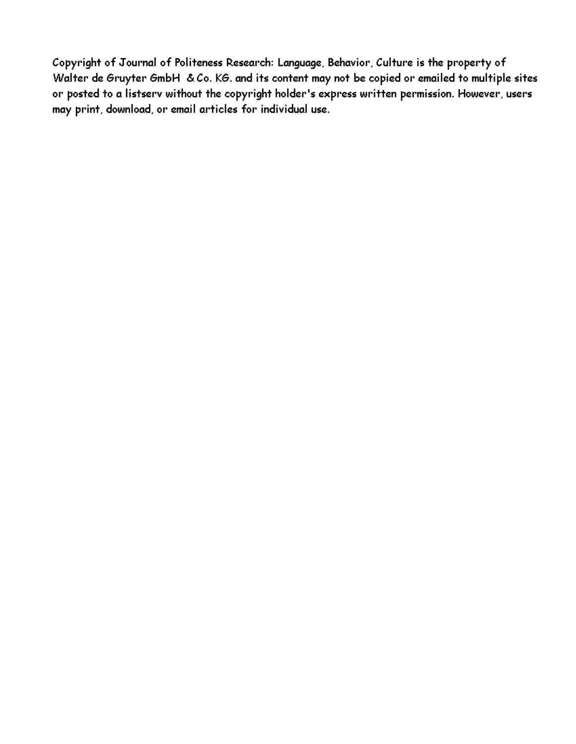Copyright of Journal of Politeness Research: Language, Behavior, Culture is the property of Walter de Gruyter GmbH & Co. KG. and its content may not be copied or emailed to multiple sites or posted to a listserv without the copyright holder's express written permission. However, users may print, download, or email articles for individual use.